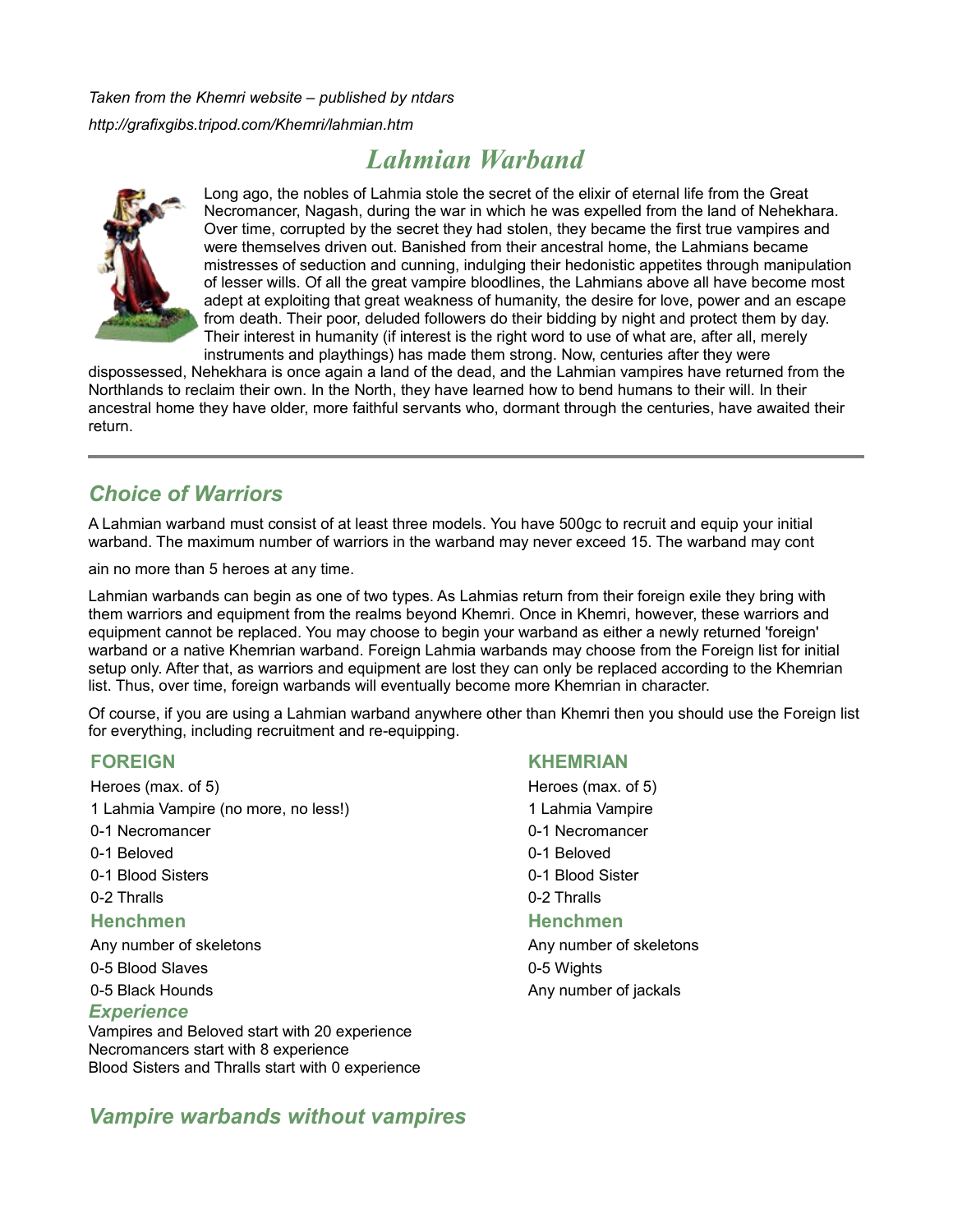*Taken from the Khemri website – published by ntdars*

*http://grafixgibs.tripod.com/Khemri/lahmian.htm*

# *Lahmian Warband*

Long ago, the nobles of Lahmia stole the secret of the elixir of eternal life from the Great Necromancer, Nagash, during the war in which he was expelled from the land of Nehekhara. Over time, corrupted by the secret they had stolen, they became the first true vampires and were themselves driven out. Banished from their ancestral home, the Lahmians became mistresses of seduction and cunning, indulging their hedonistic appetites through manipulation of lesser wills. Of all the great vampire bloodlines, the Lahmians above all have become most adept at exploiting that great weakness of humanity, the desire for love, power and an escape from death. Their poor, deluded followers do their bidding by night and protect them by day. Their interest in humanity (if interest is the right word to use of what are, after all, merely instruments and playthings) has made them strong. Now, centuries after they were dispossessed, Nehekhara is once again a land of the dead, and the Lahmian vampires have returned from the Northlands to reclaim their own. In the North, they have learned how to bend humans to their will. In their ancestral home they have older, more faithful servants who, dormant through the centuries, have awaited their return.

---

## *Choice of Warriors*

A Lahmian warband must consist of at least three models. You have 500gc to recruit and equip your initial warband. The maximum number of warriors in the warband may never exceed 15. The warband may cont

ain no more than 5 heroes at any time.

Lahmian warbands can begin as one of two types. As Lahmias return from their foreign exile they bring with them warriors and equipment from the realms beyond Khemri. Once in Khemri, however, these warriors and equipment cannot be replaced. You may choose to begin your warband as either a newly returned 'foreign' warband or a native Khemrian warband. Foreign Lahmia warbands may choose from the Foreign list for initial setup only. After that, as warriors and equipment are lost they can only be replaced according to the Khemrian list. Thus, over time, foreign warbands will eventually become more Khemrian in character.

Of course, if you are using a Lahmian warband anywhere other than Khemri then you should use the Foreign list for everything, including recruitment and re-equipping.

### FOREIGN

Heroes (max. of 5)

1 Lahmia Vampire (no more, no less!)

0-1 Necromancer

0-1 Beloved

0-1 Blood Sisters

0-2 Thralls

### Henchmen

Any number of skeletons

0-5 Blood Slaves

0-5 Black Hounds

### *Experience*

Vampires and Beloved start with 20 experience
Necromancers start with 8 experience
Blood Sisters and Thralls start with 0 experience

### KHEMRIAN

Heroes (max. of 5)

1 Lahmia Vampire

0-1 Necromancer

0-1 Beloved

0-1 Blood Sister

0-2 Thralls

### Henchmen

Any number of skeletons

0-5 Wights

Any number of jackals

## *Vampire warbands without vampires*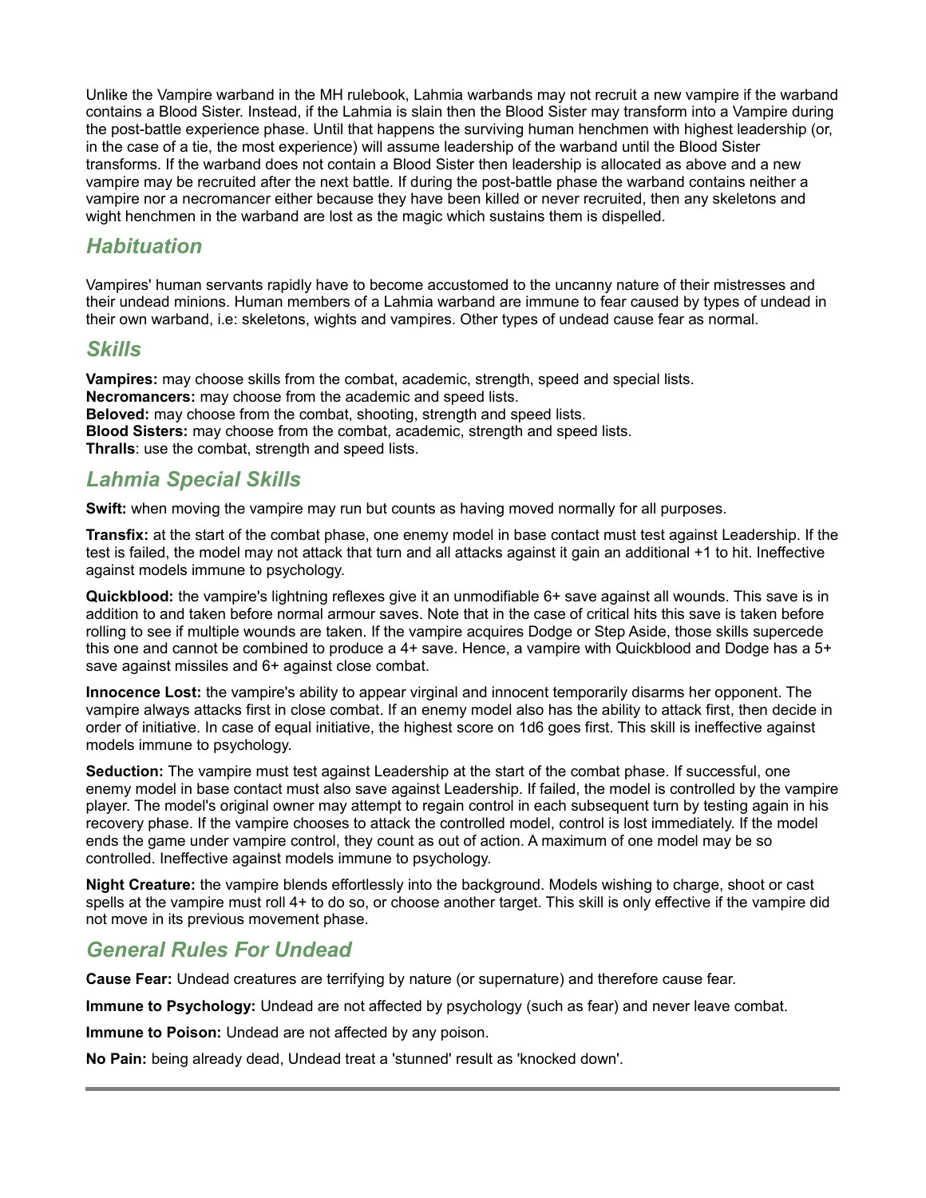Unlike the Vampire warband in the MH rulebook, Lahmia warbands may not recruit a new vampire if the warband contains a Blood Sister. Instead, if the Lahmia is slain then the Blood Sister may transform into a Vampire during the post-battle experience phase. Until that happens the surviving human henchmen with highest leadership (or, in the case of a tie, the most experience) will assume leadership of the warband until the Blood Sister transforms. If the warband does not contain a Blood Sister then leadership is allocated as above and a new vampire may be recruited after the next battle. If during the post-battle phase the warband contains neither a vampire nor a necromancer either because they have been killed or never recruited, then any skeletons and wight henchmen in the warband are lost as the magic which sustains them is dispelled.

## *Habituation*

Vampires' human servants rapidly have to become accustomed to the uncanny nature of their mistresses and their undead minions. Human members of a Lahmia warband are immune to fear caused by types of undead in their own warband, i.e: skeletons, wights and vampires. Other types of undead cause fear as normal.

## *Skills*

**Vampires:** may choose skills from the combat, academic, strength, speed and special lists.
**Necromancers:** may choose from the academic and speed lists.
**Beloved:** may choose from the combat, shooting, strength and speed lists.
**Blood Sisters:** may choose from the combat, academic, strength and speed lists.
**Thralls**: use the combat, strength and speed lists.

## *Lahmia Special Skills*

**Swift:** when moving the vampire may run but counts as having moved normally for all purposes.

**Transfix:** at the start of the combat phase, one enemy model in base contact must test against Leadership. If the test is failed, the model may not attack that turn and all attacks against it gain an additional +1 to hit. Ineffective against models immune to psychology.

**Quickblood:** the vampire's lightning reflexes give it an unmodifiable 6+ save against all wounds. This save is in addition to and taken before normal armour saves. Note that in the case of critical hits this save is taken before rolling to see if multiple wounds are taken. If the vampire acquires Dodge or Step Aside, those skills supercede this one and cannot be combined to produce a 4+ save. Hence, a vampire with Quickblood and Dodge has a 5+ save against missiles and 6+ against close combat.

**Innocence Lost:** the vampire's ability to appear virginal and innocent temporarily disarms her opponent. The vampire always attacks first in close combat. If an enemy model also has the ability to attack first, then decide in order of initiative. In case of equal initiative, the highest score on 1d6 goes first. This skill is ineffective against models immune to psychology.

**Seduction:** The vampire must test against Leadership at the start of the combat phase. If successful, one enemy model in base contact must also save against Leadership. If failed, the model is controlled by the vampire player. The model's original owner may attempt to regain control in each subsequent turn by testing again in his recovery phase. If the vampire chooses to attack the controlled model, control is lost immediately. If the model ends the game under vampire control, they count as out of action. A maximum of one model may be so controlled. Ineffective against models immune to psychology.

**Night Creature:** the vampire blends effortlessly into the background. Models wishing to charge, shoot or cast spells at the vampire must roll 4+ to do so, or choose another target. This skill is only effective if the vampire did not move in its previous movement phase.

## *General Rules For Undead*

**Cause Fear:** Undead creatures are terrifying by nature (or supernature) and therefore cause fear.

**Immune to Psychology:** Undead are not affected by psychology (such as fear) and never leave combat.

**Immune to Poison:** Undead are not affected by any poison.

**No Pain:** being already dead, Undead treat a 'stunned' result as 'knocked down'.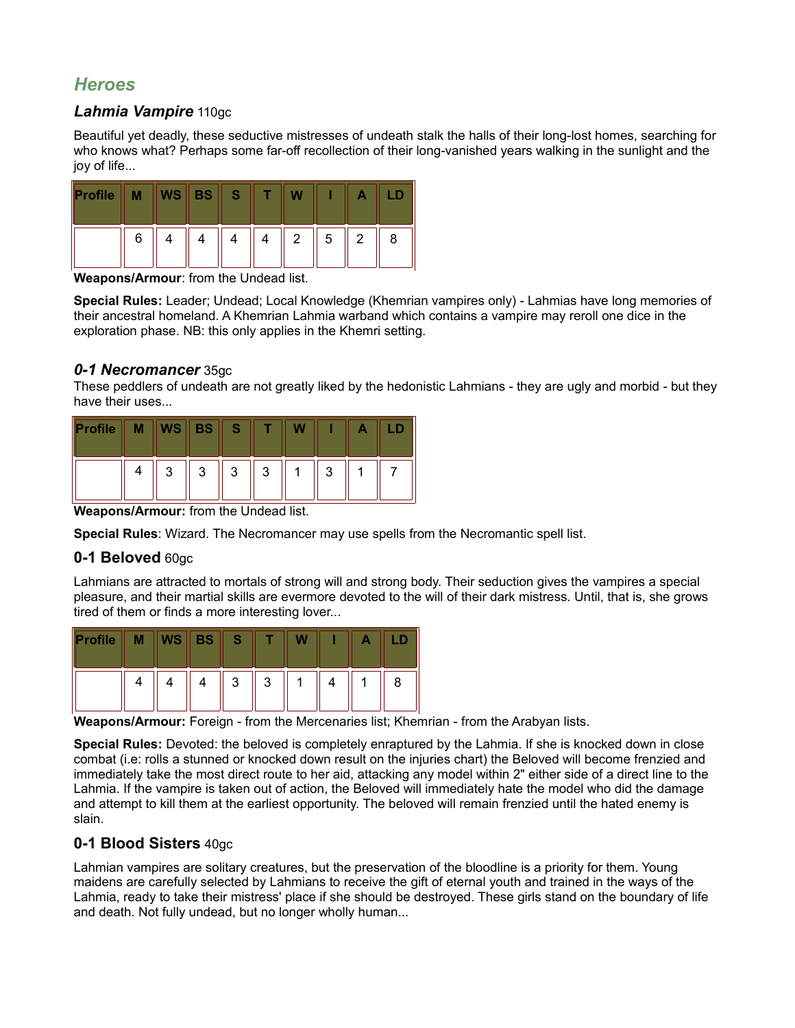## *Heroes*

### *Lahmia Vampire* 110gc

Beautiful yet deadly, these seductive mistresses of undeath stalk the halls of their long-lost homes, searching for who knows what? Perhaps some far-off recollection of their long-vanished years walking in the sunlight and the joy of life...

| Profile | M | WS | BS | S | T | W | I | A | LD |
|---|---|---|---|---|---|---|---|---|---|
| | 6 | 4 | 4 | 4 | 4 | 2 | 5 | 2 | 8 |

**Weapons/Armour**: from the Undead list.

**Special Rules:** Leader; Undead; Local Knowledge (Khemrian vampires only) - Lahmias have long memories of their ancestral homeland. A Khemrian Lahmia warband which contains a vampire may reroll one dice in the exploration phase. NB: this only applies in the Khemri setting.

### *0-1 Necromancer* 35gc

These peddlers of undeath are not greatly liked by the hedonistic Lahmians - they are ugly and morbid - but they have their uses...

| Profile | M | WS | BS | S | T | W | I | A | LD |
|---|---|---|---|---|---|---|---|---|---|
| | 4 | 3 | 3 | 3 | 3 | 1 | 3 | 1 | 7 |

**Weapons/Armour:** from the Undead list.

**Special Rules**: Wizard. The Necromancer may use spells from the Necromantic spell list.

### 0-1 Beloved 60gc

Lahmians are attracted to mortals of strong will and strong body. Their seduction gives the vampires a special pleasure, and their martial skills are evermore devoted to the will of their dark mistress. Until, that is, she grows tired of them or finds a more interesting lover...

| Profile | M | WS | BS | S | T | W | I | A | LD |
|---|---|---|---|---|---|---|---|---|---|
| | 4 | 4 | 4 | 3 | 3 | 1 | 4 | 1 | 8 |

**Weapons/Armour:** Foreign - from the Mercenaries list; Khemrian - from the Arabyan lists.

**Special Rules:** Devoted: the beloved is completely enraptured by the Lahmia. If she is knocked down in close combat (i.e: rolls a stunned or knocked down result on the injuries chart) the Beloved will become frenzied and immediately take the most direct route to her aid, attacking any model within 2" either side of a direct line to the Lahmia. If the vampire is taken out of action, the Beloved will immediately hate the model who did the damage and attempt to kill them at the earliest opportunity. The beloved will remain frenzied until the hated enemy is slain.

### 0-1 Blood Sisters 40gc

Lahmian vampires are solitary creatures, but the preservation of the bloodline is a priority for them. Young maidens are carefully selected by Lahmians to receive the gift of eternal youth and trained in the ways of the Lahmia, ready to take their mistress' place if she should be destroyed. These girls stand on the boundary of life and death. Not fully undead, but no longer wholly human...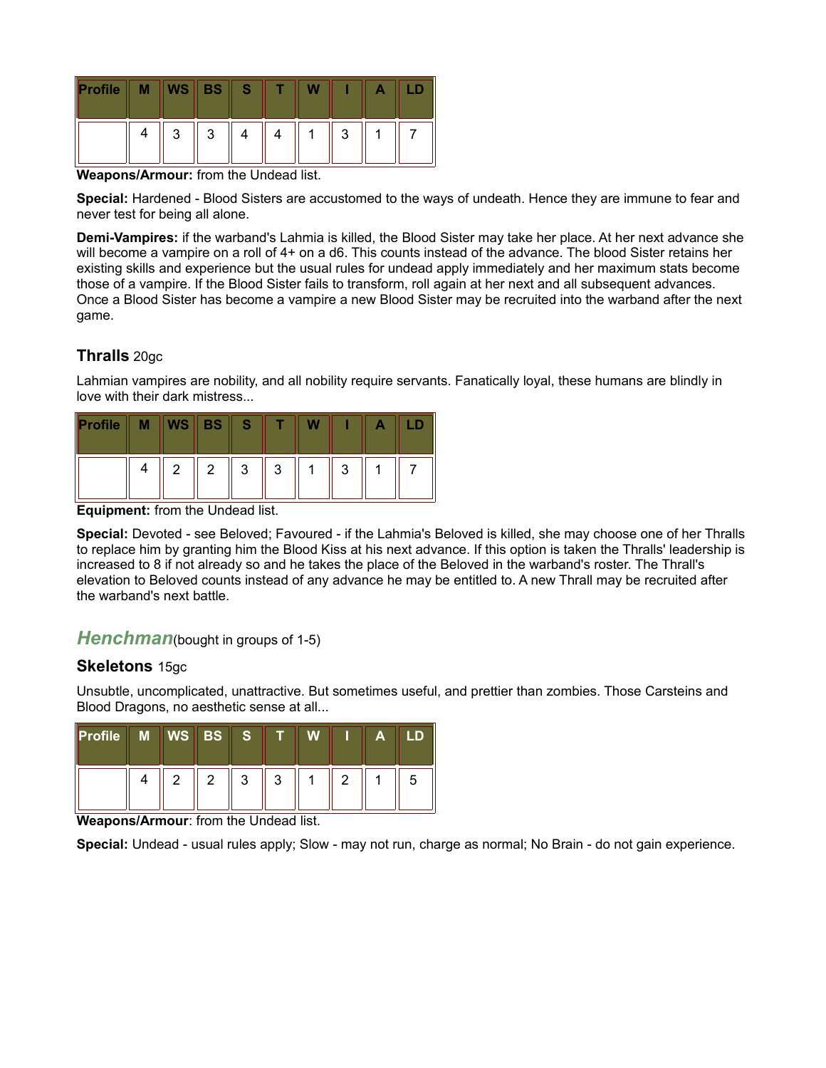| Profile | M | WS | BS | S | T | W | I | A | LD |
|---|---|---|---|---|---|---|---|---|---|
| | 4 | 3 | 3 | 4 | 4 | 1 | 3 | 1 | 7 |

**Weapons/Armour:** from the Undead list.

**Special:** Hardened - Blood Sisters are accustomed to the ways of undeath. Hence they are immune to fear and never test for being all alone.

**Demi-Vampires:** if the warband's Lahmia is killed, the Blood Sister may take her place. At her next advance she will become a vampire on a roll of 4+ on a d6. This counts instead of the advance. The blood Sister retains her existing skills and experience but the usual rules for undead apply immediately and her maximum stats become those of a vampire. If the Blood Sister fails to transform, roll again at her next and all subsequent advances. Once a Blood Sister has become a vampire a new Blood Sister may be recruited into the warband after the next game.

### Thralls 20gc

Lahmian vampires are nobility, and all nobility require servants. Fanatically loyal, these humans are blindly in love with their dark mistress...

| Profile | M | WS | BS | S | T | W | I | A | LD |
|---|---|---|---|---|---|---|---|---|---|
| | 4 | 2 | 2 | 3 | 3 | 1 | 3 | 1 | 7 |

**Equipment:** from the Undead list.

**Special:** Devoted - see Beloved; Favoured - if the Lahmia's Beloved is killed, she may choose one of her Thralls to replace him by granting him the Blood Kiss at his next advance. If this option is taken the Thralls' leadership is increased to 8 if not already so and he takes the place of the Beloved in the warband's roster. The Thrall's elevation to Beloved counts instead of any advance he may be entitled to. A new Thrall may be recruited after the warband's next battle.

## *Henchman* (bought in groups of 1-5)

### Skeletons 15gc

Unsubtle, uncomplicated, unattractive. But sometimes useful, and prettier than zombies. Those Carsteins and Blood Dragons, no aesthetic sense at all...

| Profile | M | WS | BS | S | T | W | I | A | LD |
|---|---|---|---|---|---|---|---|---|---|
| | 4 | 2 | 2 | 3 | 3 | 1 | 2 | 1 | 5 |

**Weapons/Armour**: from the Undead list.

**Special:** Undead - usual rules apply; Slow - may not run, charge as normal; No Brain - do not gain experience.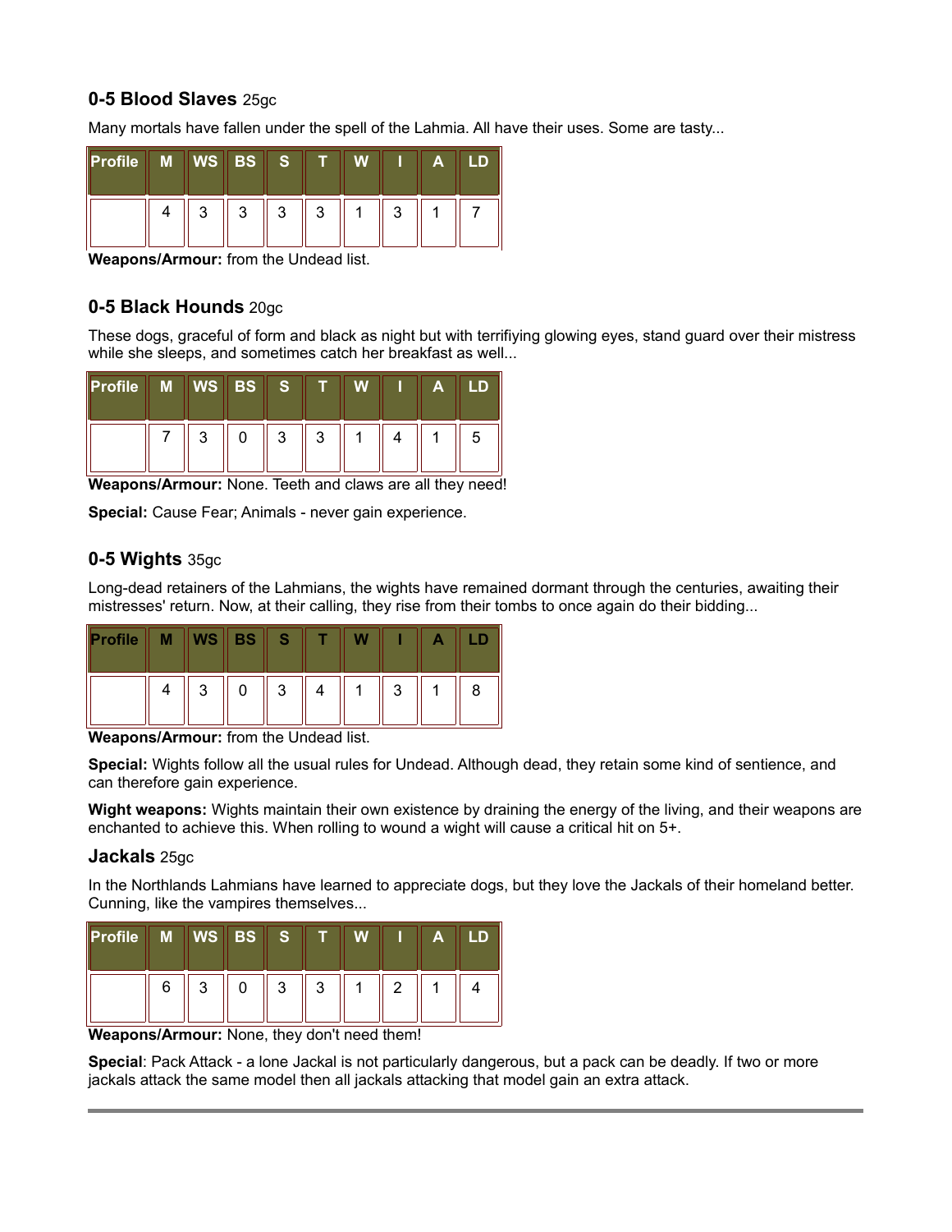### 0-5 Blood Slaves 25gc

Many mortals have fallen under the spell of the Lahmia. All have their uses. Some are tasty...

| Profile | M | WS | BS | S | T | W | I | A | LD |
|---|---|---|---|---|---|---|---|---|---|
| | 4 | 3 | 3 | 3 | 3 | 1 | 3 | 1 | 7 |

**Weapons/Armour:** from the Undead list.

### 0-5 Black Hounds 20gc

These dogs, graceful of form and black as night but with terrifiying glowing eyes, stand guard over their mistress while she sleeps, and sometimes catch her breakfast as well...

| Profile | M | WS | BS | S | T | W | I | A | LD |
|---|---|---|---|---|---|---|---|---|---|
| | 7 | 3 | 0 | 3 | 3 | 1 | 4 | 1 | 5 |

**Weapons/Armour:** None. Teeth and claws are all they need!

**Special:** Cause Fear; Animals - never gain experience.

### 0-5 Wights 35gc

Long-dead retainers of the Lahmians, the wights have remained dormant through the centuries, awaiting their mistresses' return. Now, at their calling, they rise from their tombs to once again do their bidding...

| Profile | M | WS | BS | S | T | W | I | A | LD |
|---|---|---|---|---|---|---|---|---|---|
| | 4 | 3 | 0 | 3 | 4 | 1 | 3 | 1 | 8 |

**Weapons/Armour:** from the Undead list.

**Special:** Wights follow all the usual rules for Undead. Although dead, they retain some kind of sentience, and can therefore gain experience.

**Wight weapons:** Wights maintain their own existence by draining the energy of the living, and their weapons are enchanted to achieve this. When rolling to wound a wight will cause a critical hit on 5+.

### Jackals 25gc

In the Northlands Lahmians have learned to appreciate dogs, but they love the Jackals of their homeland better. Cunning, like the vampires themselves...

| Profile | M | WS | BS | S | T | W | I | A | LD |
|---|---|---|---|---|---|---|---|---|---|
| | 6 | 3 | 0 | 3 | 3 | 1 | 2 | 1 | 4 |

**Weapons/Armour:** None, they don't need them!

**Special**: Pack Attack - a lone Jackal is not particularly dangerous, but a pack can be deadly. If two or more jackals attack the same model then all jackals attacking that model gain an extra attack.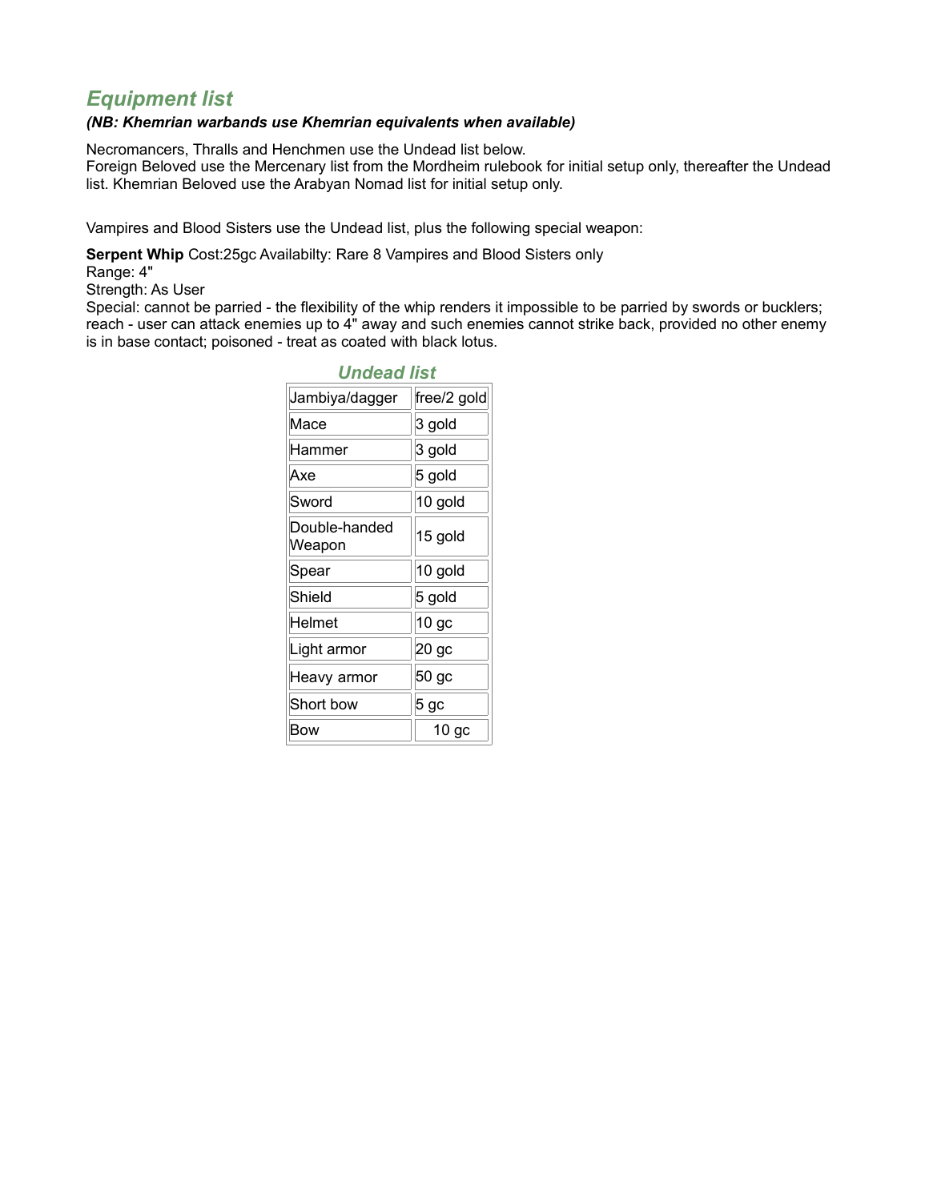## *Equipment list*

***(NB: Khemrian warbands use Khemrian equivalents when available)***

Necromancers, Thralls and Henchmen use the Undead list below.
Foreign Beloved use the Mercenary list from the Mordheim rulebook for initial setup only, thereafter the Undead list. Khemrian Beloved use the Arabyan Nomad list for initial setup only.

Vampires and Blood Sisters use the Undead list, plus the following special weapon:

**Serpent Whip** Cost:25gc Availabilty: Rare 8 Vampires and Blood Sisters only
Range: 4"
Strength: As User
Special: cannot be parried - the flexibility of the whip renders it impossible to be parried by swords or bucklers; reach - user can attack enemies up to 4" away and such enemies cannot strike back, provided no other enemy is in base contact; poisoned - treat as coated with black lotus.

### *Undead list*

| | |
|---|---|
| Jambiya/dagger | free/2 gold |
| Mace | 3 gold |
| Hammer | 3 gold |
| Axe | 5 gold |
| Sword | 10 gold |
| Double-handed Weapon | 15 gold |
| Spear | 10 gold |
| Shield | 5 gold |
| Helmet | 10 gc |
| Light armor | 20 gc |
| Heavy armor | 50 gc |
| Short bow | 5 gc |
| Bow | 10 gc |